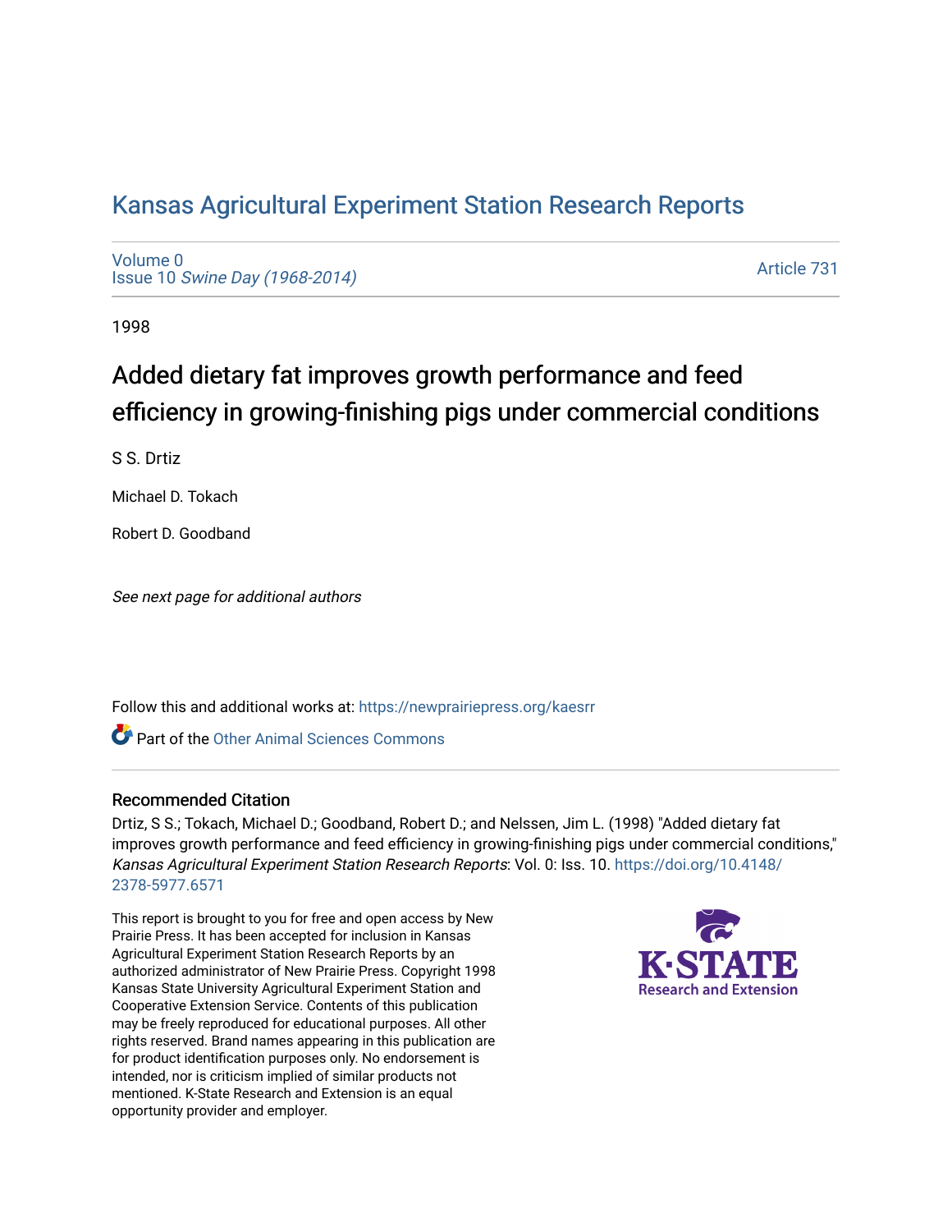# Kansas Agricultural Experiment Station Research Reports

Volume 0
Issue 10 *Swine Day (1968-2014)*

Article 731

1998

## Added dietary fat improves growth performance and feed efficiency in growing-finishing pigs under commercial conditions

S S. Drtiz

Michael D. Tokach

Robert D. Goodband

*See next page for additional authors*

Follow this and additional works at: https://newprairiepress.org/kaesrr

Part of the Other Animal Sciences Commons

### Recommended Citation

Drtiz, S S.; Tokach, Michael D.; Goodband, Robert D.; and Nelssen, Jim L. (1998) "Added dietary fat improves growth performance and feed efficiency in growing-finishing pigs under commercial conditions," *Kansas Agricultural Experiment Station Research Reports*: Vol. 0: Iss. 10. https://doi.org/10.4148/2378-5977.6571

This report is brought to you for free and open access by New Prairie Press. It has been accepted for inclusion in Kansas Agricultural Experiment Station Research Reports by an authorized administrator of New Prairie Press. Copyright 1998 Kansas State University Agricultural Experiment Station and Cooperative Extension Service. Contents of this publication may be freely reproduced for educational purposes. All other rights reserved. Brand names appearing in this publication are for product identification purposes only. No endorsement is intended, nor is criticism implied of similar products not mentioned. K-State Research and Extension is an equal opportunity provider and employer.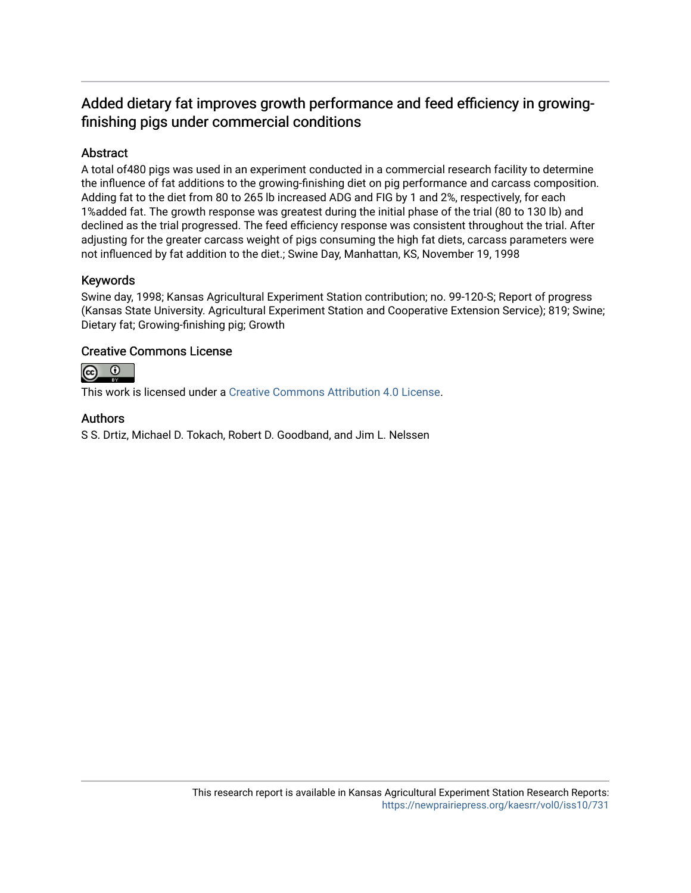## Added dietary fat improves growth performance and feed efficiency in growing-finishing pigs under commercial conditions

### Abstract

A total of480 pigs was used in an experiment conducted in a commercial research facility to determine the influence of fat additions to the growing-finishing diet on pig performance and carcass composition. Adding fat to the diet from 80 to 265 lb increased ADG and FIG by 1 and 2%, respectively, for each 1%added fat. The growth response was greatest during the initial phase of the trial (80 to 130 lb) and declined as the trial progressed. The feed efficiency response was consistent throughout the trial. After adjusting for the greater carcass weight of pigs consuming the high fat diets, carcass parameters were not influenced by fat addition to the diet.; Swine Day, Manhattan, KS, November 19, 1998

### Keywords

Swine day, 1998; Kansas Agricultural Experiment Station contribution; no. 99-120-S; Report of progress (Kansas State University. Agricultural Experiment Station and Cooperative Extension Service); 819; Swine; Dietary fat; Growing-finishing pig; Growth

### Creative Commons License

This work is licensed under a Creative Commons Attribution 4.0 License.

### Authors

S S. Drtiz, Michael D. Tokach, Robert D. Goodband, and Jim L. Nelssen

This research report is available in Kansas Agricultural Experiment Station Research Reports: https://newprairiepress.org/kaesrr/vol0/iss10/731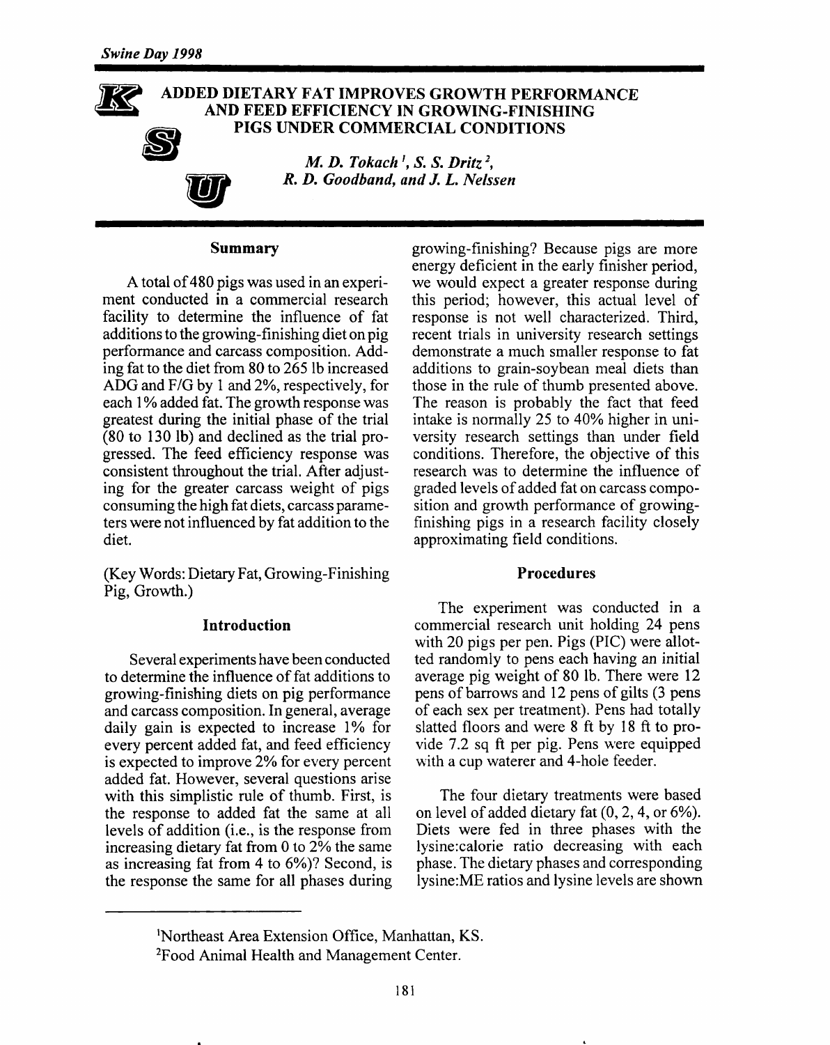# ADDED DIETARY FAT IMPROVES GROWTH PERFORMANCE AND FEED EFFICIENCY IN GROWING-FINISHING PIGS UNDER COMMERCIAL CONDITIONS

*M. D. Tokach[1], S. S. Dritz[2], R. D. Goodband, and J. L. Nelssen*

## Summary

A total of 480 pigs was used in an experiment conducted in a commercial research facility to determine the influence of fat additions to the growing-finishing diet on pig performance and carcass composition. Adding fat to the diet from 80 to 265 lb increased ADG and F/G by 1 and 2%, respectively, for each 1% added fat. The growth response was greatest during the initial phase of the trial (80 to 130 lb) and declined as the trial progressed. The feed efficiency response was consistent throughout the trial. After adjusting for the greater carcass weight of pigs consuming the high fat diets, carcass parameters were not influenced by fat addition to the diet.

(Key Words: Dietary Fat, Growing-Finishing Pig, Growth.)

## Introduction

Several experiments have been conducted to determine the influence of fat additions to growing-finishing diets on pig performance and carcass composition. In general, average daily gain is expected to increase 1% for every percent added fat, and feed efficiency is expected to improve 2% for every percent added fat. However, several questions arise with this simplistic rule of thumb. First, is the response to added fat the same at all levels of addition (i.e., is the response from increasing dietary fat from 0 to 2% the same as increasing fat from 4 to 6%)? Second, is the response the same for all phases during growing-finishing? Because pigs are more energy deficient in the early finisher period, we would expect a greater response during this period; however, this actual level of response is not well characterized. Third, recent trials in university research settings demonstrate a much smaller response to fat additions to grain-soybean meal diets than those in the rule of thumb presented above. The reason is probably the fact that feed intake is normally 25 to 40% higher in university research settings than under field conditions. Therefore, the objective of this research was to determine the influence of graded levels of added fat on carcass composition and growth performance of growing-finishing pigs in a research facility closely approximating field conditions.

## Procedures

The experiment was conducted in a commercial research unit holding 24 pens with 20 pigs per pen. Pigs (PIC) were allotted randomly to pens each having an initial average pig weight of 80 lb. There were 12 pens of barrows and 12 pens of gilts (3 pens of each sex per treatment). Pens had totally slatted floors and were 8 ft by 18 ft to provide 7.2 sq ft per pig. Pens were equipped with a cup waterer and 4-hole feeder.

The four dietary treatments were based on level of added dietary fat (0, 2, 4, or 6%). Diets were fed in three phases with the lysine:calorie ratio decreasing with each phase. The dietary phases and corresponding lysine:ME ratios and lysine levels are shown

---

[1]Northeast Area Extension Office, Manhattan, KS.

[2]Food Animal Health and Management Center.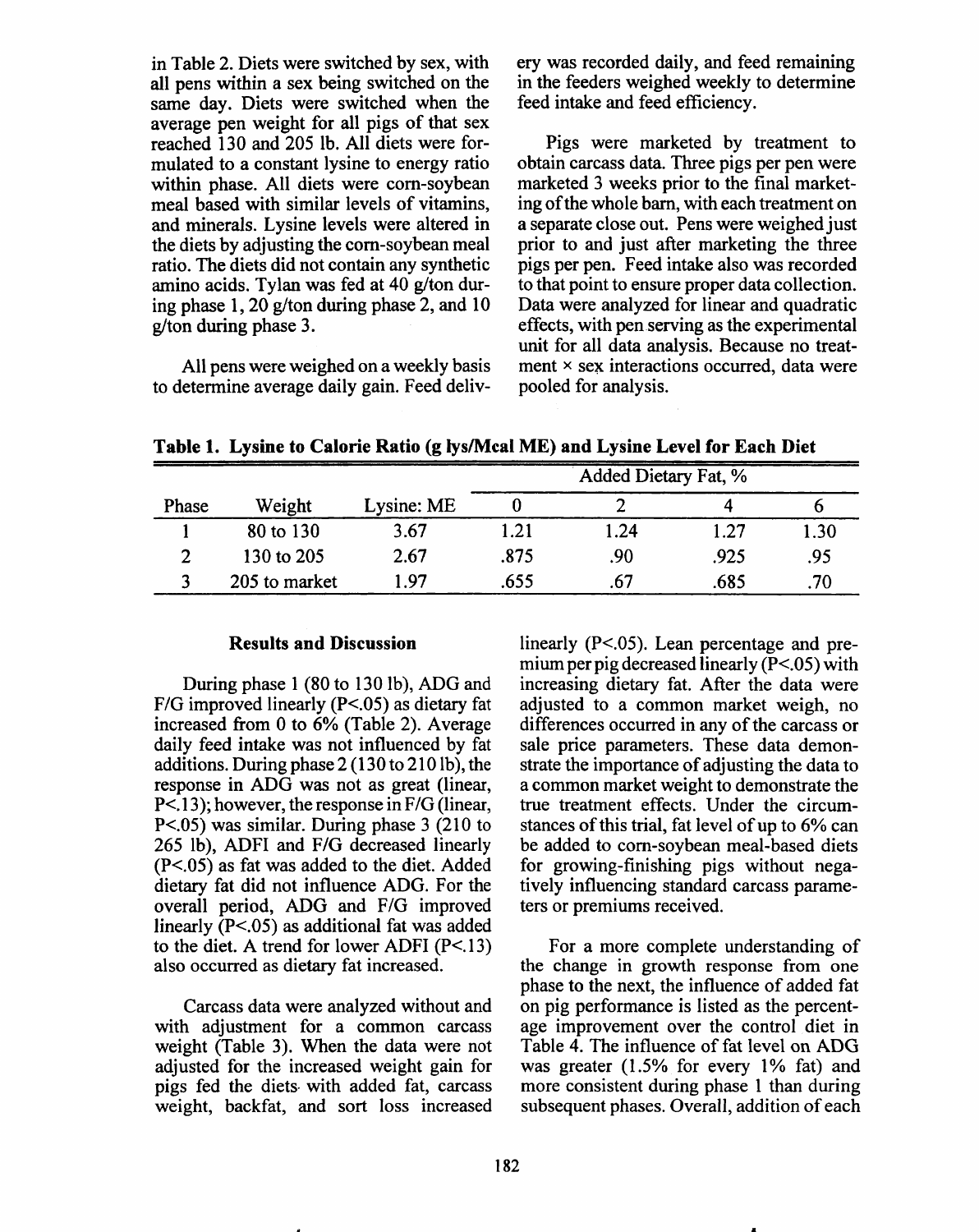in Table 2. Diets were switched by sex, with all pens within a sex being switched on the same day. Diets were switched when the average pen weight for all pigs of that sex reached 130 and 205 lb. All diets were formulated to a constant lysine to energy ratio within phase. All diets were corn-soybean meal based with similar levels of vitamins, and minerals. Lysine levels were altered in the diets by adjusting the corn-soybean meal ratio. The diets did not contain any synthetic amino acids. Tylan was fed at 40 g/ton during phase 1, 20 g/ton during phase 2, and 10 g/ton during phase 3.

All pens were weighed on a weekly basis to determine average daily gain. Feed delivery was recorded daily, and feed remaining in the feeders weighed weekly to determine feed intake and feed efficiency.

Pigs were marketed by treatment to obtain carcass data. Three pigs per pen were marketed 3 weeks prior to the final marketing of the whole barn, with each treatment on a separate close out. Pens were weighed just prior to and just after marketing the three pigs per pen. Feed intake also was recorded to that point to ensure proper data collection. Data were analyzed for linear and quadratic effects, with pen serving as the experimental unit for all data analysis. Because no treatment × sex interactions occurred, data were pooled for analysis.

**Table 1. Lysine to Calorie Ratio (g lys/Mcal ME) and Lysine Level for Each Diet**

| | | | Added Dietary Fat, % | | | |
|---|---|---|---|---|---|---|
| Phase | Weight | Lysine: ME | 0 | 2 | 4 | 6 |
| 1 | 80 to 130 | 3.67 | 1.21 | 1.24 | 1.27 | 1.30 |
| 2 | 130 to 205 | 2.67 | .875 | .90 | .925 | .95 |
| 3 | 205 to market | 1.97 | .655 | .67 | .685 | .70 |

## Results and Discussion

During phase 1 (80 to 130 lb), ADG and F/G improved linearly ($P<.05$) as dietary fat increased from 0 to 6% (Table 2). Average daily feed intake was not influenced by fat additions. During phase 2 (130 to 210 lb), the response in ADG was not as great (linear, $P<.13$); however, the response in F/G (linear, $P<.05$) was similar. During phase 3 (210 to 265 lb), ADFI and F/G decreased linearly ($P<.05$) as fat was added to the diet. Added dietary fat did not influence ADG. For the overall period, ADG and F/G improved linearly ($P<.05$) as additional fat was added to the diet. A trend for lower ADFI ($P<.13$) also occurred as dietary fat increased.

Carcass data were analyzed without and with adjustment for a common carcass weight (Table 3). When the data were not adjusted for the increased weight gain for pigs fed the diets with added fat, carcass weight, backfat, and sort loss increased linearly ($P<.05$). Lean percentage and premium per pig decreased linearly ($P<.05$) with increasing dietary fat. After the data were adjusted to a common market weigh, no differences occurred in any of the carcass or sale price parameters. These data demonstrate the importance of adjusting the data to a common market weight to demonstrate the true treatment effects. Under the circumstances of this trial, fat level of up to 6% can be added to corn-soybean meal-based diets for growing-finishing pigs without negatively influencing standard carcass parameters or premiums received.

For a more complete understanding of the change in growth response from one phase to the next, the influence of added fat on pig performance is listed as the percentage improvement over the control diet in Table 4. The influence of fat level on ADG was greater (1.5% for every 1% fat) and more consistent during phase 1 than during subsequent phases. Overall, addition of each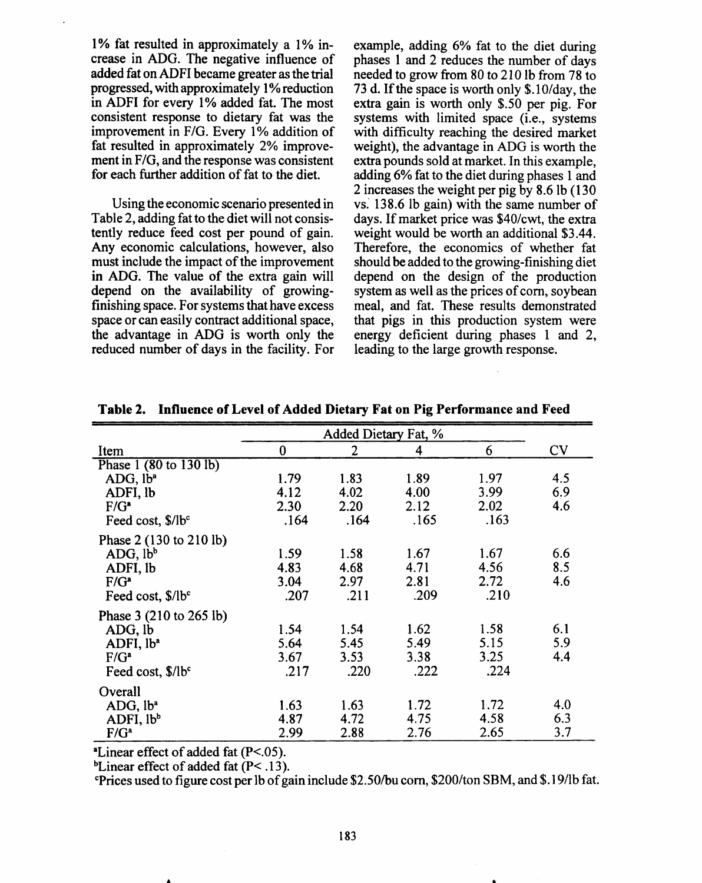1% fat resulted in approximately a 1% increase in ADG. The negative influence of added fat on ADFI became greater as the trial progressed, with approximately 1% reduction in ADFI for every 1% added fat. The most consistent response to dietary fat was the improvement in F/G. Every 1% addition of fat resulted in approximately 2% improvement in F/G, and the response was consistent for each further addition of fat to the diet.

Using the economic scenario presented in Table 2, adding fat to the diet will not consistently reduce feed cost per pound of gain. Any economic calculations, however, also must include the impact of the improvement in ADG. The value of the extra gain will depend on the availability of growing-finishing space. For systems that have excess space or can easily contract additional space, the advantage in ADG is worth only the reduced number of days in the facility. For example, adding 6% fat to the diet during phases 1 and 2 reduces the number of days needed to grow from 80 to 210 lb from 78 to 73 d. If the space is worth only $.10/day, the extra gain is worth only $.50 per pig. For systems with limited space (i.e., systems with difficulty reaching the desired market weight), the advantage in ADG is worth the extra pounds sold at market. In this example, adding 6% fat to the diet during phases 1 and 2 increases the weight per pig by 8.6 lb (130 vs. 138.6 lb gain) with the same number of days. If market price was $40/cwt, the extra weight would be worth an additional $3.44. Therefore, the economics of whether fat should be added to the growing-finishing diet depend on the design of the production system as well as the prices of corn, soybean meal, and fat. These results demonstrated that pigs in this production system were energy deficient during phases 1 and 2, leading to the large growth response.

**Table 2. Influence of Level of Added Dietary Fat on Pig Performance and Feed**

| | Added Dietary Fat, % | | | | |
|---|---|---|---|---|---|
| Item | 0 | 2 | 4 | 6 | CV |
| Phase 1 (80 to 130 lb) | | | | | |
| ADG, lb[a] | 1.79 | 1.83 | 1.89 | 1.97 | 4.5 |
| ADFI, lb | 4.12 | 4.02 | 4.00 | 3.99 | 6.9 |
| F/G[a] | 2.30 | 2.20 | 2.12 | 2.02 | 4.6 |
| Feed cost, $/lb[c] | .164 | .164 | .165 | .163 | |
| Phase 2 (130 to 210 lb) | | | | | |
| ADG, lb[b] | 1.59 | 1.58 | 1.67 | 1.67 | 6.6 |
| ADFI, lb | 4.83 | 4.68 | 4.71 | 4.56 | 8.5 |
| F/G[a] | 3.04 | 2.97 | 2.81 | 2.72 | 4.6 |
| Feed cost, $/lb[c] | .207 | .211 | .209 | .210 | |
| Phase 3 (210 to 265 lb) | | | | | |
| ADG, lb | 1.54 | 1.54 | 1.62 | 1.58 | 6.1 |
| ADFI, lb[a] | 5.64 | 5.45 | 5.49 | 5.15 | 5.9 |
| F/G[a] | 3.67 | 3.53 | 3.38 | 3.25 | 4.4 |
| Feed cost, $/lb[c] | .217 | .220 | .222 | .224 | |
| Overall | | | | | |
| ADG, lb[a] | 1.63 | 1.63 | 1.72 | 1.72 | 4.0 |
| ADFI, lb[b] | 4.87 | 4.72 | 4.75 | 4.58 | 6.3 |
| F/G[a] | 2.99 | 2.88 | 2.76 | 2.65 | 3.7 |

[a]Linear effect of added fat ($P<.05$).

[b]Linear effect of added fat ($P<.13$).

[c]Prices used to figure cost per lb of gain include $2.50/bu corn, $200/ton SBM, and $.19/lb fat.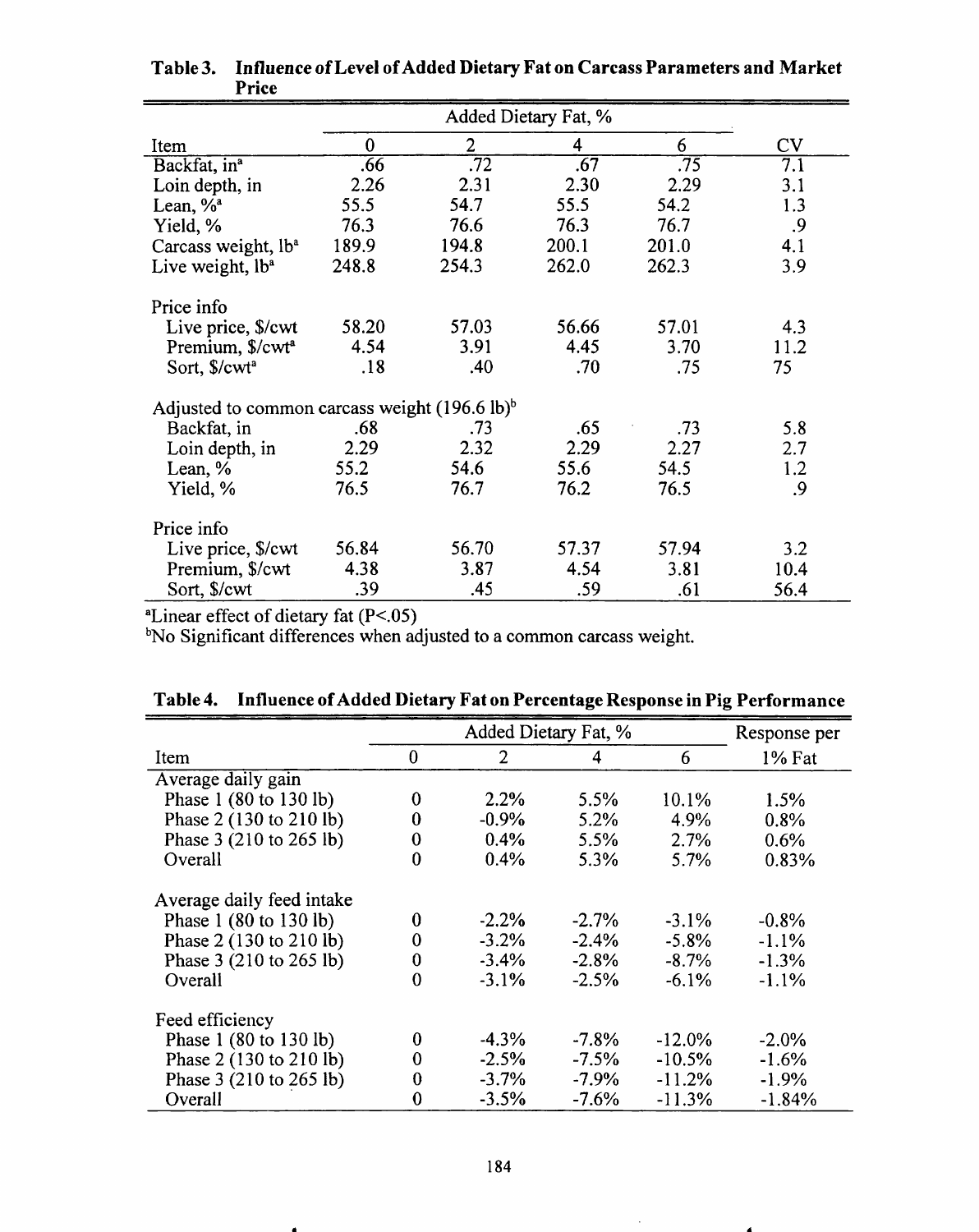**Table 3. Influence of Level of Added Dietary Fat on Carcass Parameters and Market Price**

| | Added Dietary Fat, % | | | | |
|---|---|---|---|---|---|
| Item | 0 | 2 | 4 | 6 | CV |
| Backfat, in[a] | .66 | .72 | .67 | .75 | 7.1 |
| Loin depth, in | 2.26 | 2.31 | 2.30 | 2.29 | 3.1 |
| Lean, %[a] | 55.5 | 54.7 | 55.5 | 54.2 | 1.3 |
| Yield, % | 76.3 | 76.6 | 76.3 | 76.7 | .9 |
| Carcass weight, lb[a] | 189.9 | 194.8 | 200.1 | 201.0 | 4.1 |
| Live weight, lb[a] | 248.8 | 254.3 | 262.0 | 262.3 | 3.9 |
| Price info | | | | | |
| Live price, $/cwt | 58.20 | 57.03 | 56.66 | 57.01 | 4.3 |
| Premium, $/cwt[a] | 4.54 | 3.91 | 4.45 | 3.70 | 11.2 |
| Sort, $/cwt[a] | .18 | .40 | .70 | .75 | 75 |
| Adjusted to common carcass weight (196.6 lb)[b] | | | | | |
| Backfat, in | .68 | .73 | .65 | .73 | 5.8 |
| Loin depth, in | 2.29 | 2.32 | 2.29 | 2.27 | 2.7 |
| Lean, % | 55.2 | 54.6 | 55.6 | 54.5 | 1.2 |
| Yield, % | 76.5 | 76.7 | 76.2 | 76.5 | .9 |
| Price info | | | | | |
| Live price, $/cwt | 56.84 | 56.70 | 57.37 | 57.94 | 3.2 |
| Premium, $/cwt | 4.38 | 3.87 | 4.54 | 3.81 | 10.4 |
| Sort, $/cwt | .39 | .45 | .59 | .61 | 56.4 |

[a]Linear effect of dietary fat ($P<.05$)
[b]No Significant differences when adjusted to a common carcass weight.

**Table 4. Influence of Added Dietary Fat on Percentage Response in Pig Performance**

| | Added Dietary Fat, % | | | | Response per |
|---|---|---|---|---|---|
| Item | 0 | 2 | 4 | 6 | 1% Fat |
| Average daily gain | | | | | |
| Phase 1 (80 to 130 lb) | 0 | 2.2% | 5.5% | 10.1% | 1.5% |
| Phase 2 (130 to 210 lb) | 0 | -0.9% | 5.2% | 4.9% | 0.8% |
| Phase 3 (210 to 265 lb) | 0 | 0.4% | 5.5% | 2.7% | 0.6% |
| Overall | 0 | 0.4% | 5.3% | 5.7% | 0.83% |
| Average daily feed intake | | | | | |
| Phase 1 (80 to 130 lb) | 0 | -2.2% | -2.7% | -3.1% | -0.8% |
| Phase 2 (130 to 210 lb) | 0 | -3.2% | -2.4% | -5.8% | -1.1% |
| Phase 3 (210 to 265 lb) | 0 | -3.4% | -2.8% | -8.7% | -1.3% |
| Overall | 0 | -3.1% | -2.5% | -6.1% | -1.1% |
| Feed efficiency | | | | | |
| Phase 1 (80 to 130 lb) | 0 | -4.3% | -7.8% | -12.0% | -2.0% |
| Phase 2 (130 to 210 lb) | 0 | -2.5% | -7.5% | -10.5% | -1.6% |
| Phase 3 (210 to 265 lb) | 0 | -3.7% | -7.9% | -11.2% | -1.9% |
| Overall | 0 | -3.5% | -7.6% | -11.3% | -1.84% |